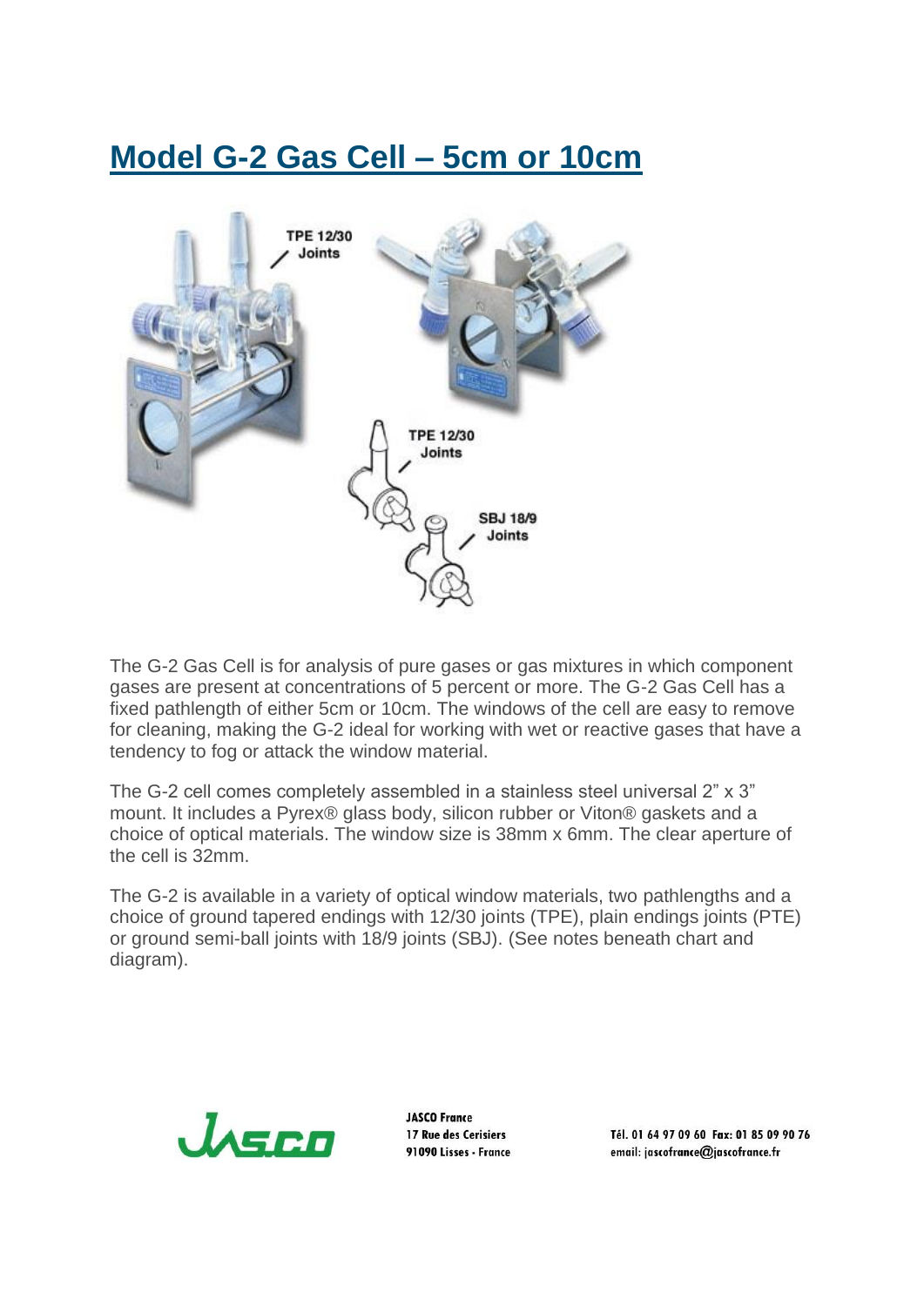# Model G-2 Gas Cell – 5cm or 10cm

TPE 12/30 Joints

TPE 12/30 Joints

SBJ 18/9 Joints

The G-2 Gas Cell is for analysis of pure gases or gas mixtures in which component gases are present at concentrations of 5 percent or more. The G-2 Gas Cell has a fixed pathlength of either 5cm or 10cm. The windows of the cell are easy to remove for cleaning, making the G-2 ideal for working with wet or reactive gases that have a tendency to fog or attack the window material.

The G-2 cell comes completely assembled in a stainless steel universal 2" x 3" mount. It includes a Pyrex® glass body, silicon rubber or Viton® gaskets and a choice of optical materials. The window size is 38mm x 6mm. The clear aperture of the cell is 32mm.

The G-2 is available in a variety of optical window materials, two pathlengths and a choice of ground tapered endings with 12/30 joints (TPE), plain endings joints (PTE) or ground semi-ball joints with 18/9 joints (SBJ). (See notes beneath chart and diagram).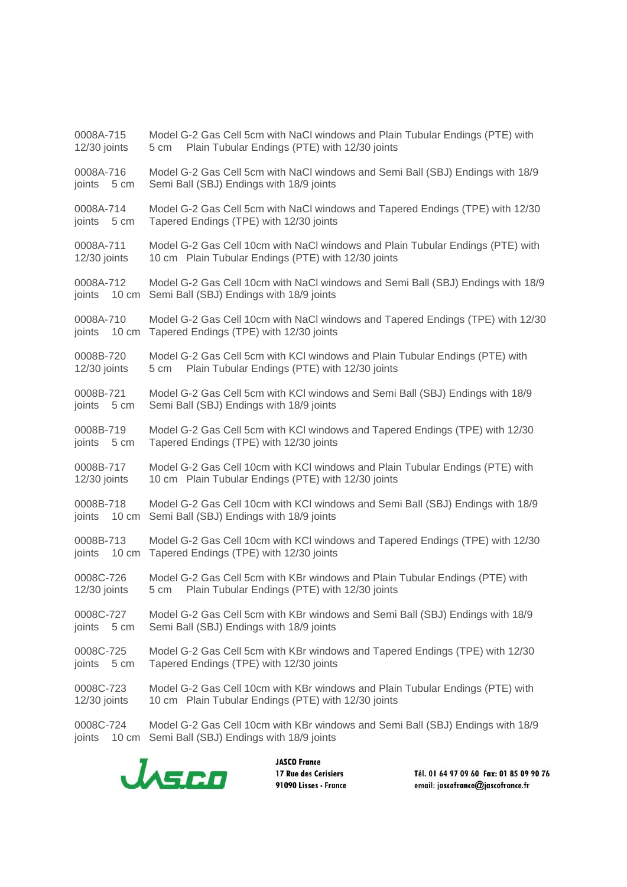0008A-715 12/30 joints Model G-2 Gas Cell 5cm with NaCl windows and Plain Tubular Endings (PTE) with 5 cm Plain Tubular Endings (PTE) with 12/30 joints

0008A-716 joints 5 cm Model G-2 Gas Cell 5cm with NaCl windows and Semi Ball (SBJ) Endings with 18/9 Semi Ball (SBJ) Endings with 18/9 joints

0008A-714 joints 5 cm Model G-2 Gas Cell 5cm with NaCl windows and Tapered Endings (TPE) with 12/30 Tapered Endings (TPE) with 12/30 joints

0008A-711 12/30 joints Model G-2 Gas Cell 10cm with NaCl windows and Plain Tubular Endings (PTE) with 10 cm Plain Tubular Endings (PTE) with 12/30 joints

0008A-712 joints 10 cm Model G-2 Gas Cell 10cm with NaCl windows and Semi Ball (SBJ) Endings with 18/9 Semi Ball (SBJ) Endings with 18/9 joints

0008A-710 joints 10 cm Model G-2 Gas Cell 10cm with NaCl windows and Tapered Endings (TPE) with 12/30 Tapered Endings (TPE) with 12/30 joints

0008B-720 12/30 joints Model G-2 Gas Cell 5cm with KCl windows and Plain Tubular Endings (PTE) with 5 cm Plain Tubular Endings (PTE) with 12/30 joints

0008B-721 joints 5 cm Model G-2 Gas Cell 5cm with KCl windows and Semi Ball (SBJ) Endings with 18/9 Semi Ball (SBJ) Endings with 18/9 joints

0008B-719 joints 5 cm Model G-2 Gas Cell 5cm with KCl windows and Tapered Endings (TPE) with 12/30 Tapered Endings (TPE) with 12/30 joints

0008B-717 12/30 joints Model G-2 Gas Cell 10cm with KCl windows and Plain Tubular Endings (PTE) with 10 cm Plain Tubular Endings (PTE) with 12/30 joints

0008B-718 joints 10 cm Model G-2 Gas Cell 10cm with KCl windows and Semi Ball (SBJ) Endings with 18/9 Semi Ball (SBJ) Endings with 18/9 joints

0008B-713 joints 10 cm Model G-2 Gas Cell 10cm with KCl windows and Tapered Endings (TPE) with 12/30 Tapered Endings (TPE) with 12/30 joints

0008C-726 12/30 joints Model G-2 Gas Cell 5cm with KBr windows and Plain Tubular Endings (PTE) with 5 cm Plain Tubular Endings (PTE) with 12/30 joints

0008C-727 joints 5 cm Model G-2 Gas Cell 5cm with KBr windows and Semi Ball (SBJ) Endings with 18/9 Semi Ball (SBJ) Endings with 18/9 joints

0008C-725 joints 5 cm Model G-2 Gas Cell 5cm with KBr windows and Tapered Endings (TPE) with 12/30 Tapered Endings (TPE) with 12/30 joints

0008C-723 12/30 joints Model G-2 Gas Cell 10cm with KBr windows and Plain Tubular Endings (PTE) with 10 cm Plain Tubular Endings (PTE) with 12/30 joints

0008C-724 joints 10 cm Model G-2 Gas Cell 10cm with KBr windows and Semi Ball (SBJ) Endings with 18/9 Semi Ball (SBJ) Endings with 18/9 joints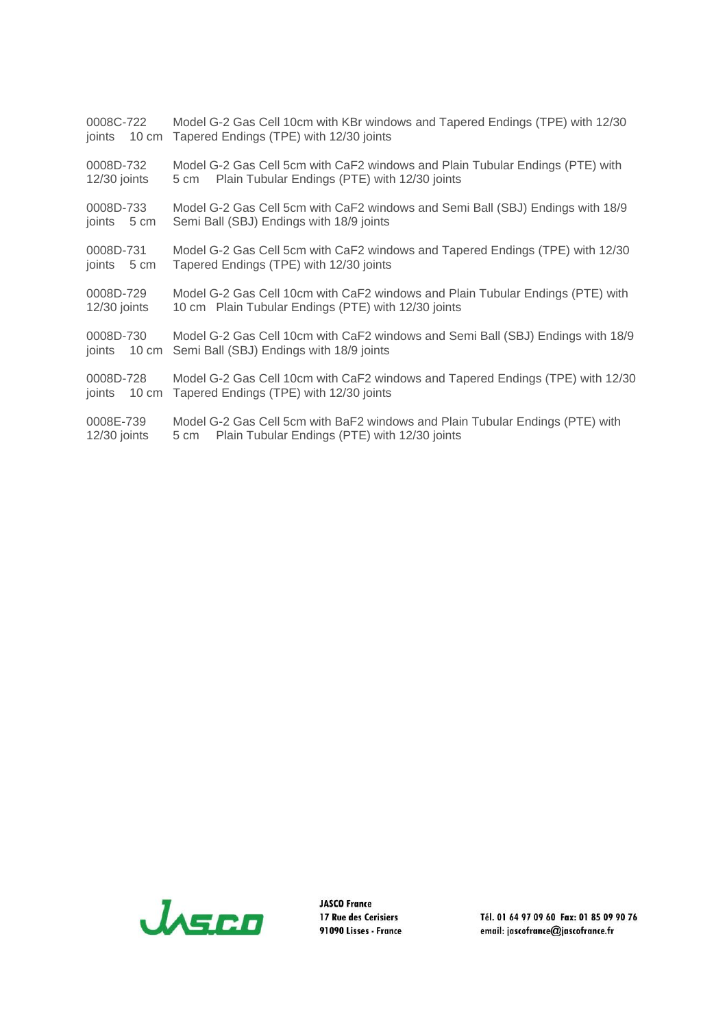| | |
|---|---|
| 0008C-722 joints 10 cm | Model G-2 Gas Cell 10cm with KBr windows and Tapered Endings (TPE) with 12/30 Tapered Endings (TPE) with 12/30 joints |
| 0008D-732 12/30 joints | Model G-2 Gas Cell 5cm with $CaF_2$ windows and Plain Tubular Endings (PTE) with 5 cm Plain Tubular Endings (PTE) with 12/30 joints |
| 0008D-733 joints 5 cm | Model G-2 Gas Cell 5cm with $CaF_2$ windows and Semi Ball (SBJ) Endings with 18/9 Semi Ball (SBJ) Endings with 18/9 joints |
| 0008D-731 joints 5 cm | Model G-2 Gas Cell 5cm with $CaF_2$ windows and Tapered Endings (TPE) with 12/30 Tapered Endings (TPE) with 12/30 joints |
| 0008D-729 12/30 joints | Model G-2 Gas Cell 10cm with $CaF_2$ windows and Plain Tubular Endings (PTE) with 10 cm Plain Tubular Endings (PTE) with 12/30 joints |
| 0008D-730 joints 10 cm | Model G-2 Gas Cell 10cm with $CaF_2$ windows and Semi Ball (SBJ) Endings with 18/9 Semi Ball (SBJ) Endings with 18/9 joints |
| 0008D-728 joints 10 cm | Model G-2 Gas Cell 10cm with $CaF_2$ windows and Tapered Endings (TPE) with 12/30 Tapered Endings (TPE) with 12/30 joints |
| 0008E-739 12/30 joints | Model G-2 Gas Cell 5cm with $BaF_2$ windows and Plain Tubular Endings (PTE) with 5 cm Plain Tubular Endings (PTE) with 12/30 joints |